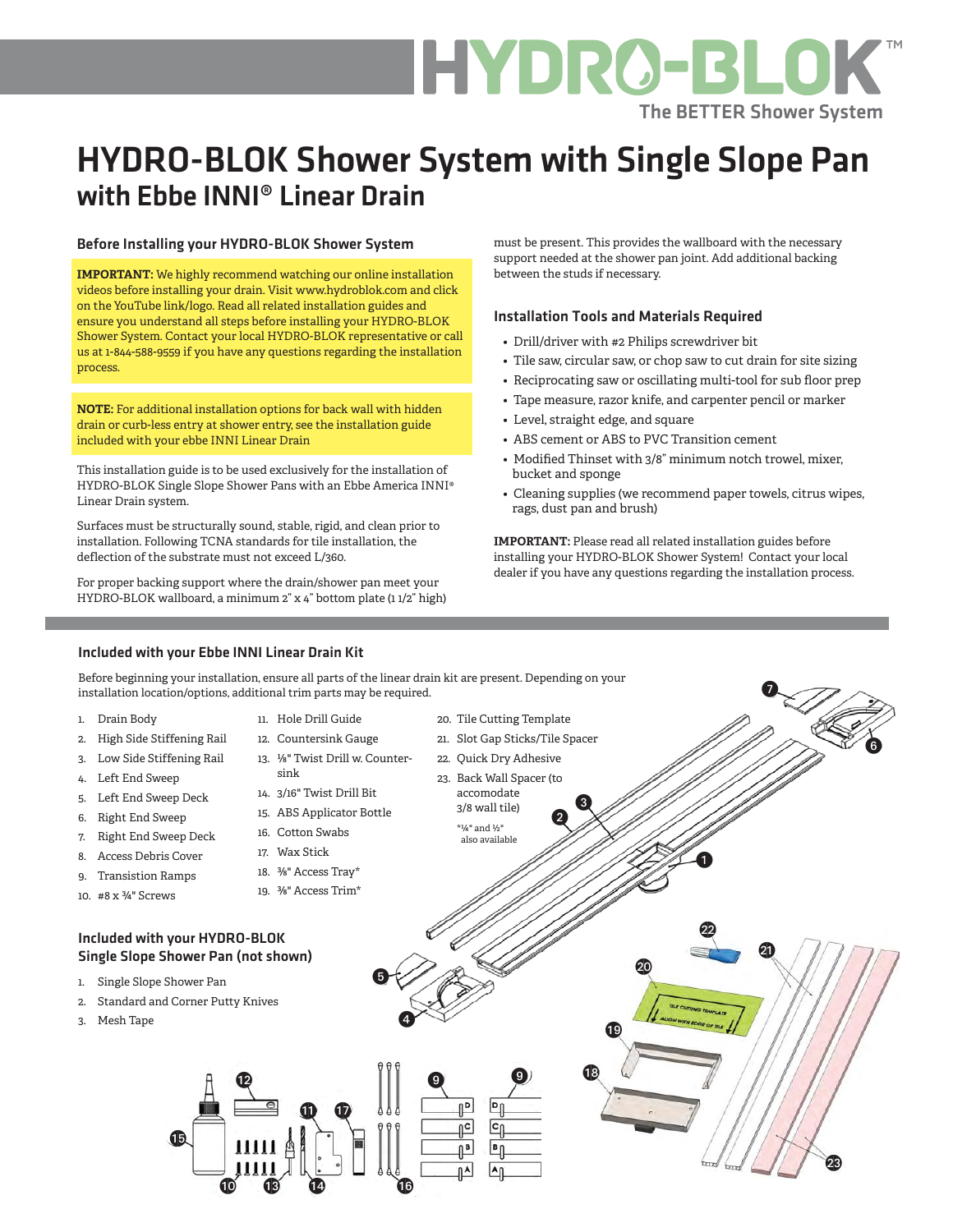# HYDRO-BLOK Shower System with Single Slope Pan

## with Ebbe INNI® Linear Drain

### Before Installing your HYDRO-BLOK Shower System

**IMPORTANT:** We highly recommend watching our online installation videos before installing your drain. Visit www.hydroblok.com and click on the YouTube link/logo. Read all related installation guides and ensure you understand all steps before installing your HYDRO-BLOK Shower System. Contact your local HYDRO-BLOK representative or call us at 1-844-588-9559 if you have any questions regarding the installation process.

**NOTE:** For additional installation options for back wall with hidden drain or curb-less entry at shower entry, see the installation guide included with your ebbe INNI Linear Drain

This installation guide is to be used exclusively for the installation of HYDRO-BLOK Single Slope Shower Pans with an Ebbe America INNI® Linear Drain system.

Surfaces must be structurally sound, stable, rigid, and clean prior to installation. Following TCNA standards for tile installation, the deflection of the substrate must not exceed L/360.

For proper backing support where the drain/shower pan meet your HYDRO-BLOK wallboard, a minimum 2" x 4" bottom plate (1 1/2" high) must be present. This provides the wallboard with the necessary support needed at the shower pan joint. Add additional backing between the studs if necessary.

### Installation Tools and Materials Required

- Drill/driver with #2 Philips screwdriver bit
- Tile saw, circular saw, or chop saw to cut drain for site sizing
- Reciprocating saw or oscillating multi-tool for sub floor prep
- Tape measure, razor knife, and carpenter pencil or marker
- Level, straight edge, and square
- ABS cement or ABS to PVC Transition cement
- Modified Thinset with 3/8" minimum notch trowel, mixer, bucket and sponge
- Cleaning supplies (we recommend paper towels, citrus wipes, rags, dust pan and brush)

**IMPORTANT:** Please read all related installation guides before installing your HYDRO-BLOK Shower System! Contact your local dealer if you have any questions regarding the installation process.

### Included with your Ebbe INNI Linear Drain Kit

Before beginning your installation, ensure all parts of the linear drain kit are present. Depending on your installation location/options, additional trim parts may be required.

1. Drain Body
2. High Side Stiffening Rail
3. Low Side Stiffening Rail
4. Left End Sweep
5. Left End Sweep Deck
6. Right End Sweep
7. Right End Sweep Deck
8. Access Debris Cover
9. Transition Ramps
10. #8 x ¾" Screws
11. Hole Drill Guide
12. Countersink Gauge
13. ⅛" Twist Drill w. Countersink
14. 3/16" Twist Drill Bit
15. ABS Applicator Bottle
16. Cotton Swabs
17. Wax Stick
18. ⅜" Access Tray*
19. ⅜" Access Trim*
20. Tile Cutting Template
21. Slot Gap Sticks/Tile Spacer
22. Quick Dry Adhesive
23. Back Wall Spacer (to accomodate 3/8 wall tile)

*¼" and ½" also available

### Included with your HYDRO-BLOK Single Slope Shower Pan (not shown)

1. Single Slope Shower Pan
2. Standard and Corner Putty Knives
3. Mesh Tape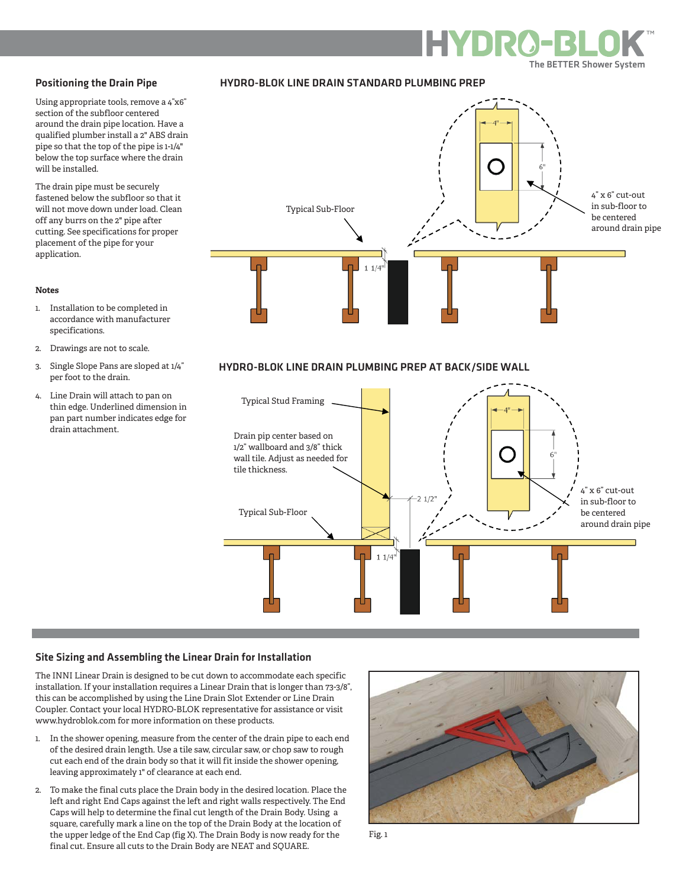## Positioning the Drain Pipe

Using appropriate tools, remove a 4"x6" section of the subfloor centered around the drain pipe location. Have a qualified plumber install a 2" ABS drain pipe so that the top of the pipe is 1-1/4" below the top surface where the drain will be installed.

The drain pipe must be securely fastened below the subfloor so that it will not move down under load. Clean off any burrs on the 2" pipe after cutting. See specifications for proper placement of the pipe for your application.

### Notes

1. Installation to be completed in accordance with manufacturer specifications.
2. Drawings are not to scale.
3. Single Slope Pans are sloped at 1/4" per foot to the drain.
4. Line Drain will attach to pan on thin edge. Underlined dimension in pan part number indicates edge for drain attachment.

## HYDRO-BLOK LINE DRAIN STANDARD PLUMBING PREP

4"

6"

4" x 6" cut-out in sub-floor to be centered around drain pipe

Typical Sub-Floor

1 1/4"

## HYDRO-BLOK LINE DRAIN PLUMBING PREP AT BACK/SIDE WALL

Typical Stud Framing

Drain pip center based on 1/2" wallboard and 3/8" thick wall tile. Adjust as needed for tile thickness.

Typical Sub-Floor

2 1/2"

1 1/4"

4"

6"

4" x 6" cut-out in sub-floor to be centered around drain pipe

## Site Sizing and Assembling the Linear Drain for Installation

The INNI Linear Drain is designed to be cut down to accommodate each specific installation. If your installation requires a Linear Drain that is longer than 73-3/8", this can be accomplished by using the Line Drain Slot Extender or Line Drain Coupler. Contact your local HYDRO-BLOK representative for assistance or visit www.hydroblok.com for more information on these products.

1. In the shower opening, measure from the center of the drain pipe to each end of the desired drain length. Use a tile saw, circular saw, or chop saw to rough cut each end of the drain body so that it will fit inside the shower opening, leaving approximately 1" of clearance at each end.
2. To make the final cuts place the Drain body in the desired location. Place the left and right End Caps against the left and right walls respectively. The End Caps will help to determine the final cut length of the Drain Body. Using a square, carefully mark a line on the top of the Drain Body at the location of the upper ledge of the End Cap (fig X). The Drain Body is now ready for the final cut. Ensure all cuts to the Drain Body are NEAT and SQUARE.

Fig. 1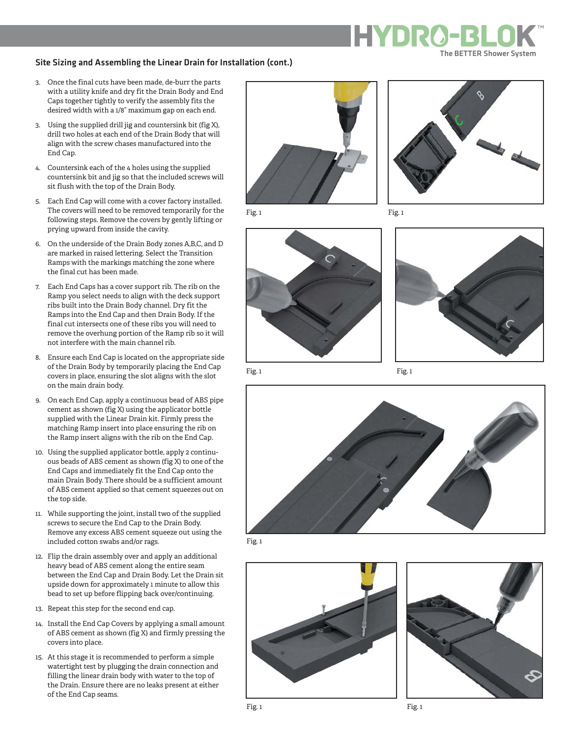## Site Sizing and Assembling the Linear Drain for Installation (cont.)

3. Once the final cuts have been made, de-burr the parts with a utility knife and dry fit the Drain Body and End Caps together tightly to verify the assembly fits the desired width with a 1/8" maximum gap on each end.
3. Using the supplied drill jig and countersink bit (fig X), drill two holes at each end of the Drain Body that will align with the screw chases manufactured into the End Cap.
4. Countersink each of the 4 holes using the supplied countersink bit and jig so that the included screws will sit flush with the top of the Drain Body.
5. Each End Cap will come with a cover factory installed. The covers will need to be removed temporarily for the following steps. Remove the covers by gently lifting or prying upward from inside the cavity.
6. On the underside of the Drain Body zones A,B,C, and D are marked in raised lettering. Select the Transition Ramps with the markings matching the zone where the final cut has been made.
7. Each End Caps has a cover support rib. The rib on the Ramp you select needs to align with the deck support ribs built into the Drain Body channel. Dry fit the Ramps into the End Cap and then Drain Body. If the final cut intersects one of these ribs you will need to remove the overhung portion of the Ramp rib so it will not interfere with the main channel rib.
8. Ensure each End Cap is located on the appropriate side of the Drain Body by temporarily placing the End Cap covers in place, ensuring the slot aligns with the slot on the main drain body.
9. On each End Cap, apply a continuous bead of ABS pipe cement as shown (fig X) using the applicator bottle supplied with the Linear Drain kit. Firmly press the matching Ramp insert into place ensuring the rib on the Ramp insert aligns with the rib on the End Cap.
10. Using the supplied applicator bottle, apply 2 continuous beads of ABS cement as shown (fig X) to one of the End Caps and immediately fit the End Cap onto the main Drain Body. There should be a sufficient amount of ABS cement applied so that cement squeezes out on the top side.
11. While supporting the joint, install two of the supplied screws to secure the End Cap to the Drain Body. Remove any excess ABS cement squeeze out using the included cotton swabs and/or rags.
12. Flip the drain assembly over and apply an additional heavy bead of ABS cement along the entire seam between the End Cap and Drain Body. Let the Drain sit upside down for approximately 1 minute to allow this bead to set up before flipping back over/continuing.
13. Repeat this step for the second end cap.
14. Install the End Cap Covers by applying a small amount of ABS cement as shown (fig X) and firmly pressing the covers into place.
15. At this stage it is recommended to perform a simple watertight test by plugging the drain connection and filling the linear drain body with water to the top of the Drain. Ensure there are no leaks present at either of the End Cap seams.

Fig. 1

Fig. 1

Fig. 1

Fig. 1

Fig. 1

Fig. 1

Fig. 1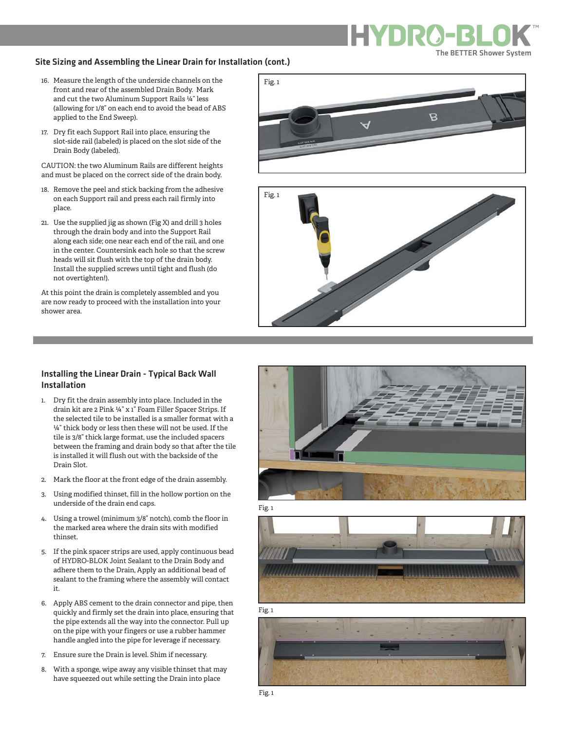## Site Sizing and Assembling the Linear Drain for Installation (cont.)

16. Measure the length of the underside channels on the front and rear of the assembled Drain Body. Mark and cut the two Aluminum Support Rails ¼" less (allowing for 1/8" on each end to avoid the bead of ABS applied to the End Sweep).
17. Dry fit each Support Rail into place, ensuring the slot-side rail (labeled) is placed on the slot side of the Drain Body (labeled).

CAUTION: the two Aluminum Rails are different heights and must be placed on the correct side of the drain body.

18. Remove the peel and stick backing from the adhesive on each Support rail and press each rail firmly into place.
21. Use the supplied jig as shown (Fig X) and drill 3 holes through the drain body and into the Support Rail along each side; one near each end of the rail, and one in the center. Countersink each hole so that the screw heads will sit flush with the top of the drain body. Install the supplied screws until tight and flush (do not overtighten!).

At this point the drain is completely assembled and you are now ready to proceed with the installation into your shower area.

Fig. 1

Fig. 1

## Installing the Linear Drain - Typical Back Wall Installation

1. Dry fit the drain assembly into place. Included in the drain kit are 2 Pink ¼" x 1" Foam Filler Spacer Strips. If the selected tile to be installed is a smaller format with a ¼" thick body or less then these will not be used. If the tile is 3/8" thick large format, use the included spacers between the framing and drain body so that after the tile is installed it will flush out with the backside of the Drain Slot.
2. Mark the floor at the front edge of the drain assembly.
3. Using modified thinset, fill in the hollow portion on the underside of the drain end caps.
4. Using a trowel (minimum 3/8" notch), comb the floor in the marked area where the drain sits with modified thinset.
5. If the pink spacer strips are used, apply continuous bead of HYDRO-BLOK Joint Sealant to the Drain Body and adhere them to the Drain, Apply an additional bead of sealant to the framing where the assembly will contact it.
6. Apply ABS cement to the drain connector and pipe, then quickly and firmly set the drain into place, ensuring that the pipe extends all the way into the connector. Pull up on the pipe with your fingers or use a rubber hammer handle angled into the pipe for leverage if necessary.
7. Ensure sure the Drain is level. Shim if necessary.
8. With a sponge, wipe away any visible thinset that may have squeezed out while setting the Drain into place

Fig. 1

Fig. 1

Fig. 1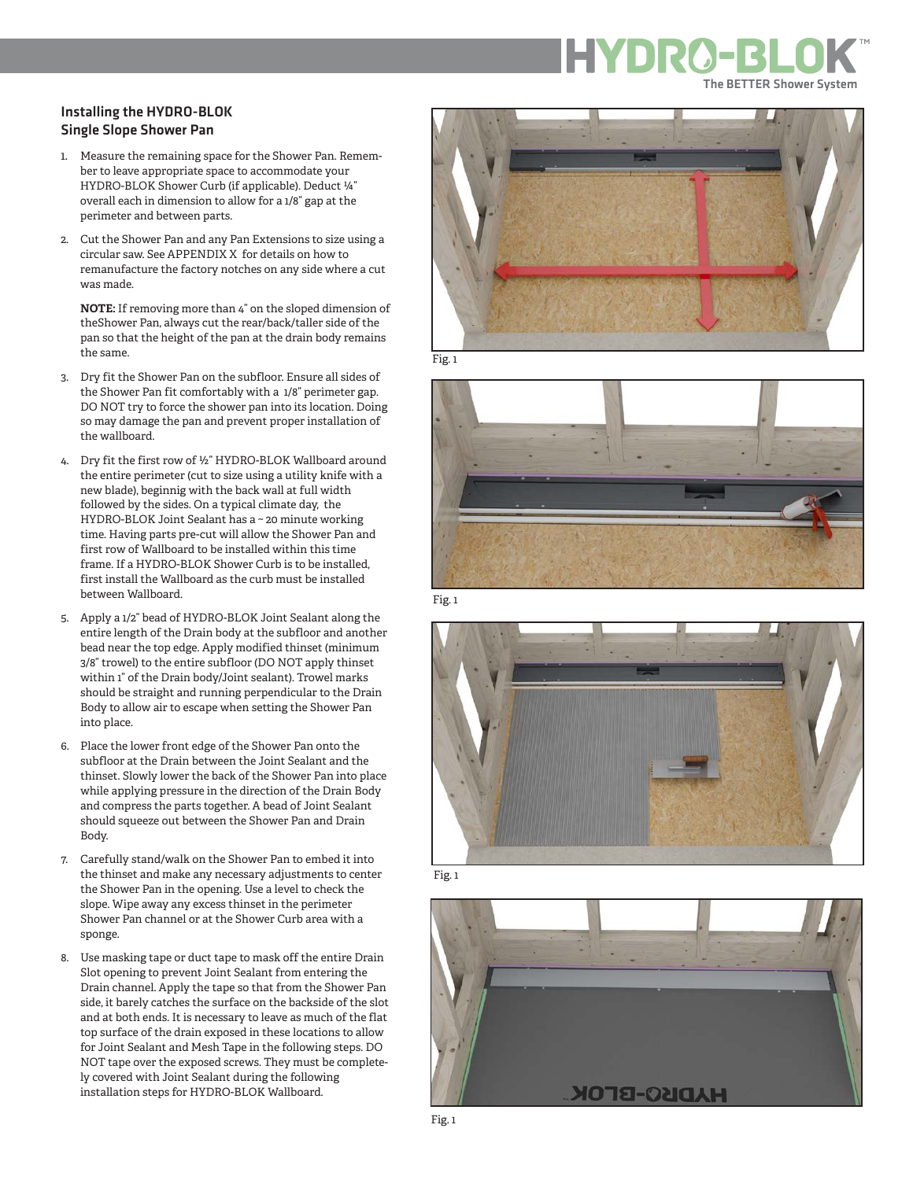## Installing the HYDRO-BLOK Single Slope Shower Pan

1. Measure the remaining space for the Shower Pan. Remember to leave appropriate space to accommodate your HYDRO-BLOK Shower Curb (if applicable). Deduct ¼" overall each in dimension to allow for a 1/8" gap at the perimeter and between parts.

2. Cut the Shower Pan and any Pan Extensions to size using a circular saw. See APPENDIX X for details on how to remanufacture the factory notches on any side where a cut was made.

   **NOTE:** If removing more than 4" on the sloped dimension of theShower Pan, always cut the rear/back/taller side of the pan so that the height of the pan at the drain body remains the same.

3. Dry fit the Shower Pan on the subfloor. Ensure all sides of the Shower Pan fit comfortably with a 1/8" perimeter gap. DO NOT try to force the shower pan into its location. Doing so may damage the pan and prevent proper installation of the wallboard.

4. Dry fit the first row of ½" HYDRO-BLOK Wallboard around the entire perimeter (cut to size using a utility knife with a new blade), beginnig with the back wall at full width followed by the sides. On a typical climate day, the HYDRO-BLOK Joint Sealant has a ~ 20 minute working time. Having parts pre-cut will allow the Shower Pan and first row of Wallboard to be installed within this time frame. If a HYDRO-BLOK Shower Curb is to be installed, first install the Wallboard as the curb must be installed between Wallboard.

5. Apply a 1/2" bead of HYDRO-BLOK Joint Sealant along the entire length of the Drain body at the subfloor and another bead near the top edge. Apply modified thinset (minimum 3/8" trowel) to the entire subfloor (DO NOT apply thinset within 1" of the Drain body/Joint sealant). Trowel marks should be straight and running perpendicular to the Drain Body to allow air to escape when setting the Shower Pan into place.

6. Place the lower front edge of the Shower Pan onto the subfloor at the Drain between the Joint Sealant and the thinset. Slowly lower the back of the Shower Pan into place while applying pressure in the direction of the Drain Body and compress the parts together. A bead of Joint Sealant should squeeze out between the Shower Pan and Drain Body.

7. Carefully stand/walk on the Shower Pan to embed it into the thinset and make any necessary adjustments to center the Shower Pan in the opening. Use a level to check the slope. Wipe away any excess thinset in the perimeter Shower Pan channel or at the Shower Curb area with a sponge.

8. Use masking tape or duct tape to mask off the entire Drain Slot opening to prevent Joint Sealant from entering the Drain channel. Apply the tape so that from the Shower Pan side, it barely catches the surface on the backside of the slot and at both ends. It is necessary to leave as much of the flat top surface of the drain exposed in these locations to allow for Joint Sealant and Mesh Tape in the following steps. DO NOT tape over the exposed screws. They must be completely covered with Joint Sealant during the following installation steps for HYDRO-BLOK Wallboard.

Fig. 1

Fig. 1

Fig. 1

Fig. 1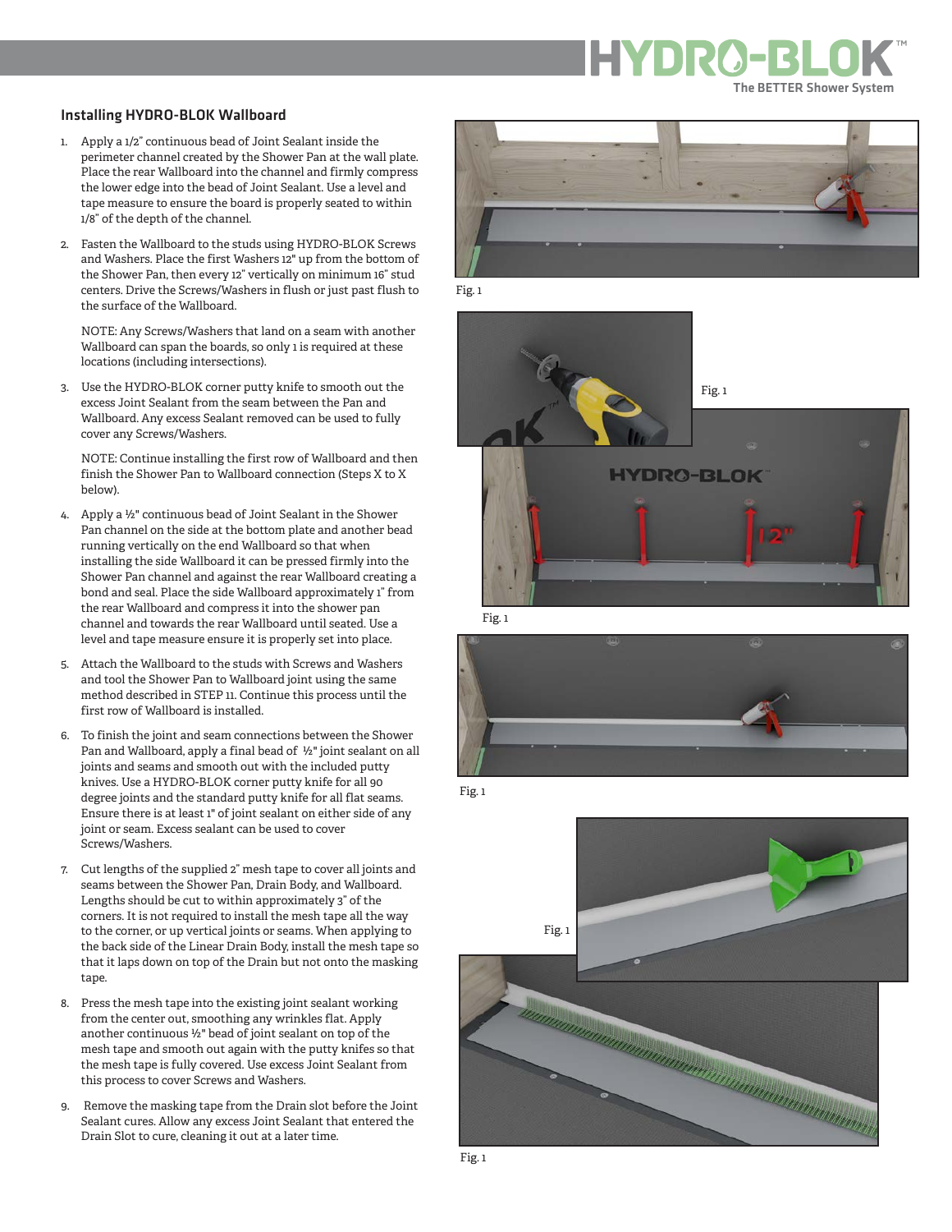## Installing HYDRO-BLOK Wallboard

1. Apply a 1/2" continuous bead of Joint Sealant inside the perimeter channel created by the Shower Pan at the wall plate. Place the rear Wallboard into the channel and firmly compress the lower edge into the bead of Joint Sealant. Use a level and tape measure to ensure the board is properly seated to within 1/8" of the depth of the channel.

2. Fasten the Wallboard to the studs using HYDRO-BLOK Screws and Washers. Place the first Washers 12" up from the bottom of the Shower Pan, then every 12" vertically on minimum 16" stud centers. Drive the Screws/Washers in flush or just past flush to the surface of the Wallboard.

   NOTE: Any Screws/Washers that land on a seam with another Wallboard can span the boards, so only 1 is required at these locations (including intersections).

3. Use the HYDRO-BLOK corner putty knife to smooth out the excess Joint Sealant from the seam between the Pan and Wallboard. Any excess Sealant removed can be used to fully cover any Screws/Washers.

   NOTE: Continue installing the first row of Wallboard and then finish the Shower Pan to Wallboard connection (Steps X to X below).

4. Apply a ½" continuous bead of Joint Sealant in the Shower Pan channel on the side at the bottom plate and another bead running vertically on the end Wallboard so that when installing the side Wallboard it can be pressed firmly into the Shower Pan channel and against the rear Wallboard creating a bond and seal. Place the side Wallboard approximately 1" from the rear Wallboard and compress it into the shower pan channel and towards the rear Wallboard until seated. Use a level and tape measure ensure it is properly set into place.

5. Attach the Wallboard to the studs with Screws and Washers and tool the Shower Pan to Wallboard joint using the same method described in STEP 11. Continue this process until the first row of Wallboard is installed.

6. To finish the joint and seam connections between the Shower Pan and Wallboard, apply a final bead of ½" joint sealant on all joints and seams and smooth out with the included putty knives. Use a HYDRO-BLOK corner putty knife for all 90 degree joints and the standard putty knife for all flat seams. Ensure there is at least 1" of joint sealant on either side of any joint or seam. Excess sealant can be used to cover Screws/Washers.

7. Cut lengths of the supplied 2" mesh tape to cover all joints and seams between the Shower Pan, Drain Body, and Wallboard. Lengths should be cut to within approximately 3" of the corners. It is not required to install the mesh tape all the way to the corner, or up vertical joints or seams. When applying to the back side of the Linear Drain Body, install the mesh tape so that it laps down on top of the Drain but not onto the masking tape.

8. Press the mesh tape into the existing joint sealant working from the center out, smoothing any wrinkles flat. Apply another continuous ½" bead of joint sealant on top of the mesh tape and smooth out again with the putty knifes so that the mesh tape is fully covered. Use excess Joint Sealant from this process to cover Screws and Washers.

9. Remove the masking tape from the Drain slot before the Joint Sealant cures. Allow any excess Joint Sealant that entered the Drain Slot to cure, cleaning it out at a later time.

Fig. 1

Fig. 1

Fig. 1

Fig. 1

Fig. 1

Fig. 1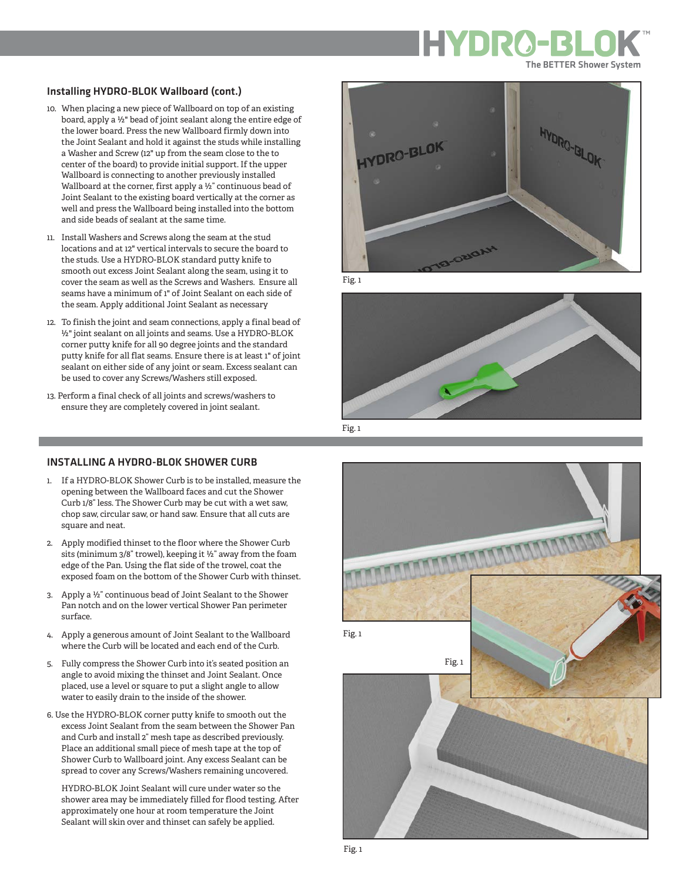## Installing HYDRO-BLOK Wallboard (cont.)

10. When placing a new piece of Wallboard on top of an existing board, apply a ½" bead of joint sealant along the entire edge of the lower board. Press the new Wallboard firmly down into the Joint Sealant and hold it against the studs while installing a Washer and Screw (12" up from the seam close to the to center of the board) to provide initial support. If the upper Wallboard is connecting to another previously installed Wallboard at the corner, first apply a ½" continuous bead of Joint Sealant to the existing board vertically at the corner as well and press the Wallboard being installed into the bottom and side beads of sealant at the same time.
11. Install Washers and Screws along the seam at the stud locations and at 12" vertical intervals to secure the board to the studs. Use a HYDRO-BLOK standard putty knife to smooth out excess Joint Sealant along the seam, using it to cover the seam as well as the Screws and Washers. Ensure all seams have a minimum of 1" of Joint Sealant on each side of the seam. Apply additional Joint Sealant as necessary
12. To finish the joint and seam connections, apply a final bead of ½" joint sealant on all joints and seams. Use a HYDRO-BLOK corner putty knife for all 90 degree joints and the standard putty knife for all flat seams. Ensure there is at least 1" of joint sealant on either side of any joint or seam. Excess sealant can be used to cover any Screws/Washers still exposed.
13. Perform a final check of all joints and screws/washers to ensure they are completely covered in joint sealant.

Fig. 1

Fig. 1

## INSTALLING A HYDRO-BLOK SHOWER CURB

1. If a HYDRO-BLOK Shower Curb is to be installed, measure the opening between the Wallboard faces and cut the Shower Curb 1/8" less. The Shower Curb may be cut with a wet saw, chop saw, circular saw, or hand saw. Ensure that all cuts are square and neat.
2. Apply modified thinset to the floor where the Shower Curb sits (minimum 3/8" trowel), keeping it ½" away from the foam edge of the Pan. Using the flat side of the trowel, coat the exposed foam on the bottom of the Shower Curb with thinset.
3. Apply a ½" continuous bead of Joint Sealant to the Shower Pan notch and on the lower vertical Shower Pan perimeter surface.
4. Apply a generous amount of Joint Sealant to the Wallboard where the Curb will be located and each end of the Curb.
5. Fully compress the Shower Curb into it's seated position an angle to avoid mixing the thinset and Joint Sealant. Once placed, use a level or square to put a slight angle to allow water to easily drain to the inside of the shower.
6. Use the HYDRO-BLOK corner putty knife to smooth out the excess Joint Sealant from the seam between the Shower Pan and Curb and install 2" mesh tape as described previously. Place an additional small piece of mesh tape at the top of Shower Curb to Wallboard joint. Any excess Sealant can be spread to cover any Screws/Washers remaining uncovered.

   HYDRO-BLOK Joint Sealant will cure under water so the shower area may be immediately filled for flood testing. After approximately one hour at room temperature the Joint Sealant will skin over and thinset can safely be applied.

Fig. 1

Fig. 1

Fig. 1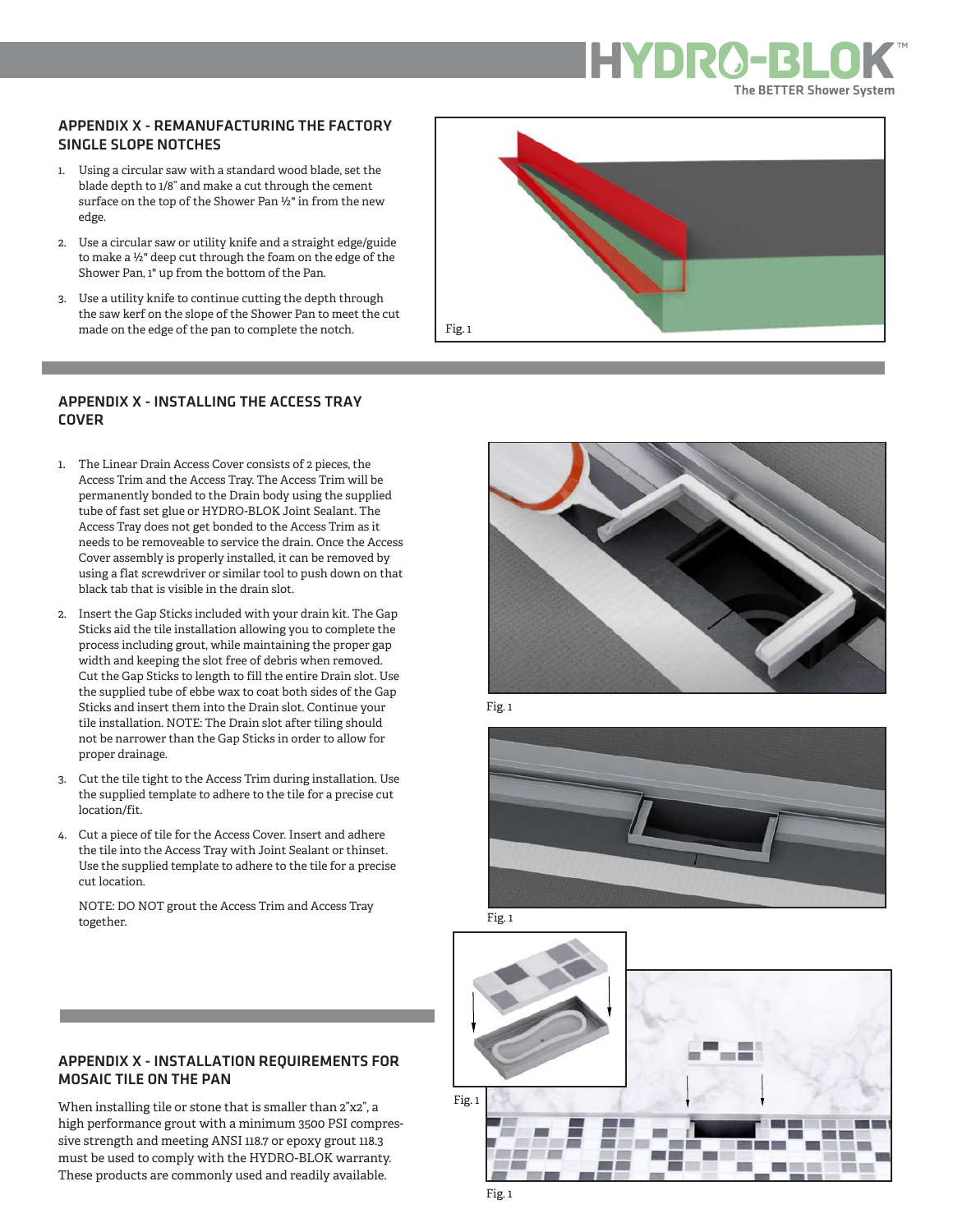## APPENDIX X - REMANUFACTURING THE FACTORY SINGLE SLOPE NOTCHES

1. Using a circular saw with a standard wood blade, set the blade depth to 1/8" and make a cut through the cement surface on the top of the Shower Pan ½" in from the new edge.
2. Use a circular saw or utility knife and a straight edge/guide to make a ½" deep cut through the foam on the edge of the Shower Pan, 1" up from the bottom of the Pan.
3. Use a utility knife to continue cutting the depth through the saw kerf on the slope of the Shower Pan to meet the cut made on the edge of the pan to complete the notch.

Fig. 1

## APPENDIX X - INSTALLING THE ACCESS TRAY COVER

1. The Linear Drain Access Cover consists of 2 pieces, the Access Trim and the Access Tray. The Access Trim will be permanently bonded to the Drain body using the supplied tube of fast set glue or HYDRO-BLOK Joint Sealant. The Access Tray does not get bonded to the Access Trim as it needs to be removeable to service the drain. Once the Access Cover assembly is properly installed, it can be removed by using a flat screwdriver or similar tool to push down on that black tab that is visible in the drain slot.
2. Insert the Gap Sticks included with your drain kit. The Gap Sticks aid the tile installation allowing you to complete the process including grout, while maintaining the proper gap width and keeping the slot free of debris when removed. Cut the Gap Sticks to length to fill the entire Drain slot. Use the supplied tube of ebbe wax to coat both sides of the Gap Sticks and insert them into the Drain slot. Continue your tile installation. NOTE: The Drain slot after tiling should not be narrower than the Gap Sticks in order to allow for proper drainage.
3. Cut the tile tight to the Access Trim during installation. Use the supplied template to adhere to the tile for a precise cut location/fit.
4. Cut a piece of tile for the Access Cover. Insert and adhere the tile into the Access Tray with Joint Sealant or thinset. Use the supplied template to adhere to the tile for a precise cut location.

   NOTE: DO NOT grout the Access Trim and Access Tray together.

Fig. 1

Fig. 1

Fig. 1

Fig. 1

## APPENDIX X - INSTALLATION REQUIREMENTS FOR MOSAIC TILE ON THE PAN

When installing tile or stone that is smaller than 2"x2", a high performance grout with a minimum 3500 PSI compressive strength and meeting ANSI 118.7 or epoxy grout 118.3 must be used to comply with the HYDRO-BLOK warranty. These products are commonly used and readily available.